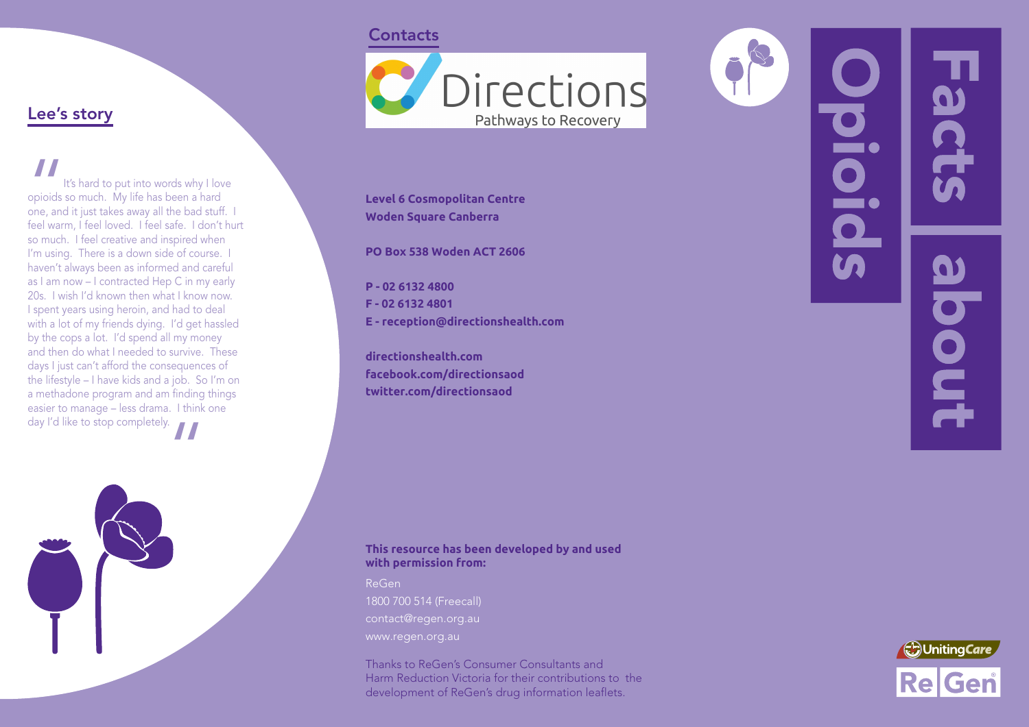# Facts about Opioids

## Lee's story

"It's hard to put into words why I love opioids so much. My life has been a hard one, and it just takes away all the bad stuff. I feel warm, I feel loved. I feel safe. I don't hurt so much. I feel creative and inspired when I'm using. There is a down side of course. I haven't always been as informed and careful as I am now – I contracted Hep C in my early 20s. I wish I'd known then what I know now. I spent years using heroin, and had to deal with a lot of my friends dying. I'd get hassled by the cops a lot. I'd spend all my money and then do what I needed to survive. These days I just can't afford the consequences of the lifestyle – I have kids and a job. So I'm on a methadone program and am finding things easier to manage – less drama. I think one day I'd like to stop completely."

## Contacts

Directions
Pathways to Recovery

**Level 6 Cosmopolitan Centre**
**Woden Square Canberra**

**PO Box 538 Woden ACT 2606**

**P - 02 6132 4800**
**F - 02 6132 4801**
**E - reception@directionshealth.com**

**directionshealth.com**
**facebook.com/directionsaod**
**twitter.com/directionsaod**

**This resource has been developed by and used with permission from:**

ReGen
1800 700 514 (Freecall)
contact@regen.org.au
www.regen.org.au

Thanks to ReGen's Consumer Consultants and Harm Reduction Victoria for their contributions to the development of ReGen's drug information leaflets.

UnitingCare
ReGen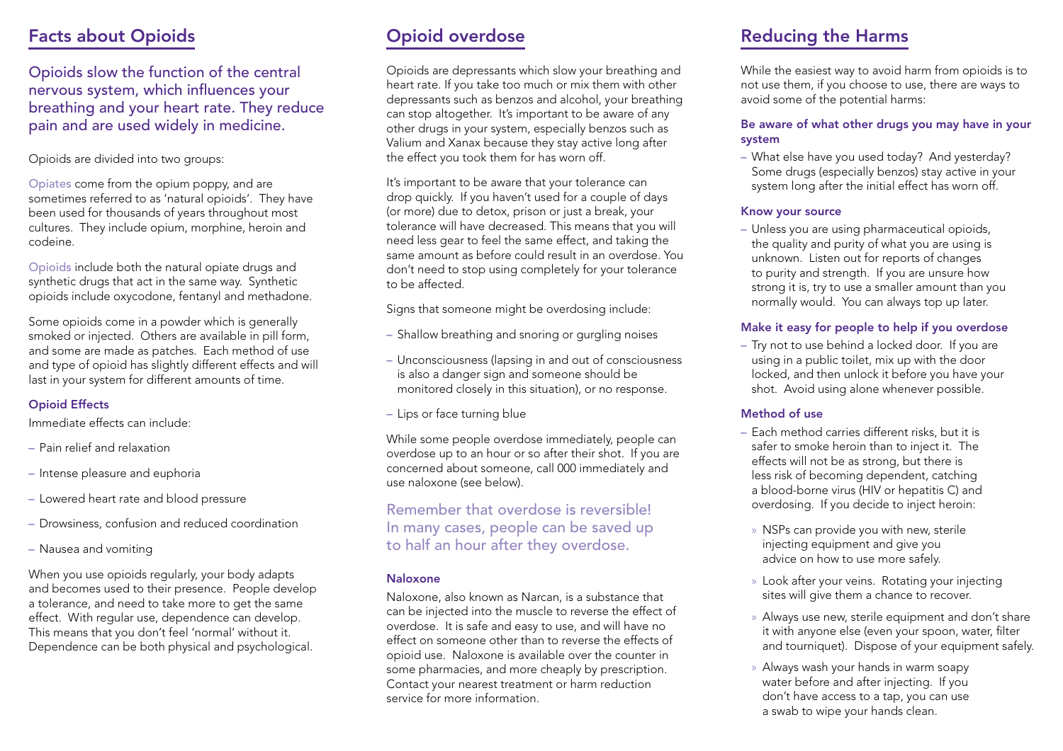## Facts about Opioids

Opioids slow the function of the central nervous system, which influences your breathing and your heart rate. They reduce pain and are used widely in medicine.

Opioids are divided into two groups:

Opiates come from the opium poppy, and are sometimes referred to as 'natural opioids'. They have been used for thousands of years throughout most cultures. They include opium, morphine, heroin and codeine.

Opioids include both the natural opiate drugs and synthetic drugs that act in the same way. Synthetic opioids include oxycodone, fentanyl and methadone.

Some opioids come in a powder which is generally smoked or injected. Others are available in pill form, and some are made as patches. Each method of use and type of opioid has slightly different effects and will last in your system for different amounts of time.

### Opioid Effects

Immediate effects can include:

- Pain relief and relaxation
- Intense pleasure and euphoria
- Lowered heart rate and blood pressure
- Drowsiness, confusion and reduced coordination
- Nausea and vomiting

When you use opioids regularly, your body adapts and becomes used to their presence. People develop a tolerance, and need to take more to get the same effect. With regular use, dependence can develop. This means that you don't feel 'normal' without it. Dependence can be both physical and psychological.

## Opioid overdose

Opioids are depressants which slow your breathing and heart rate. If you take too much or mix them with other depressants such as benzos and alcohol, your breathing can stop altogether. It's important to be aware of any other drugs in your system, especially benzos such as Valium and Xanax because they stay active long after the effect you took them for has worn off.

It's important to be aware that your tolerance can drop quickly. If you haven't used for a couple of days (or more) due to detox, prison or just a break, your tolerance will have decreased. This means that you will need less gear to feel the same effect, and taking the same amount as before could result in an overdose. You don't need to stop using completely for your tolerance to be affected.

Signs that someone might be overdosing include:

- Shallow breathing and snoring or gurgling noises
- Unconsciousness (lapsing in and out of consciousness is also a danger sign and someone should be monitored closely in this situation), or no response.
- Lips or face turning blue

While some people overdose immediately, people can overdose up to an hour or so after their shot. If you are concerned about someone, call 000 immediately and use naloxone (see below).

Remember that overdose is reversible! In many cases, people can be saved up to half an hour after they overdose.

### Naloxone

Naloxone, also known as Narcan, is a substance that can be injected into the muscle to reverse the effect of overdose. It is safe and easy to use, and will have no effect on someone other than to reverse the effects of opioid use. Naloxone is available over the counter in some pharmacies, and more cheaply by prescription. Contact your nearest treatment or harm reduction service for more information.

## Reducing the Harms

While the easiest way to avoid harm from opioids is to not use them, if you choose to use, there are ways to avoid some of the potential harms:

### Be aware of what other drugs you may have in your system

- What else have you used today? And yesterday? Some drugs (especially benzos) stay active in your system long after the initial effect has worn off.

### Know your source

- Unless you are using pharmaceutical opioids, the quality and purity of what you are using is unknown. Listen out for reports of changes to purity and strength. If you are unsure how strong it is, try to use a smaller amount than you normally would. You can always top up later.

### Make it easy for people to help if you overdose

- Try not to use behind a locked door. If you are using in a public toilet, mix up with the door locked, and then unlock it before you have your shot. Avoid using alone whenever possible.

### Method of use

- Each method carries different risks, but it is safer to smoke heroin than to inject it. The effects will not be as strong, but there is less risk of becoming dependent, catching a blood-borne virus (HIV or hepatitis C) and overdosing. If you decide to inject heroin:
  - NSPs can provide you with new, sterile injecting equipment and give you advice on how to use more safely.
  - Look after your veins. Rotating your injecting sites will give them a chance to recover.
  - Always use new, sterile equipment and don't share it with anyone else (even your spoon, water, filter and tourniquet). Dispose of your equipment safely.
  - Always wash your hands in warm soapy water before and after injecting. If you don't have access to a tap, you can use a swab to wipe your hands clean.